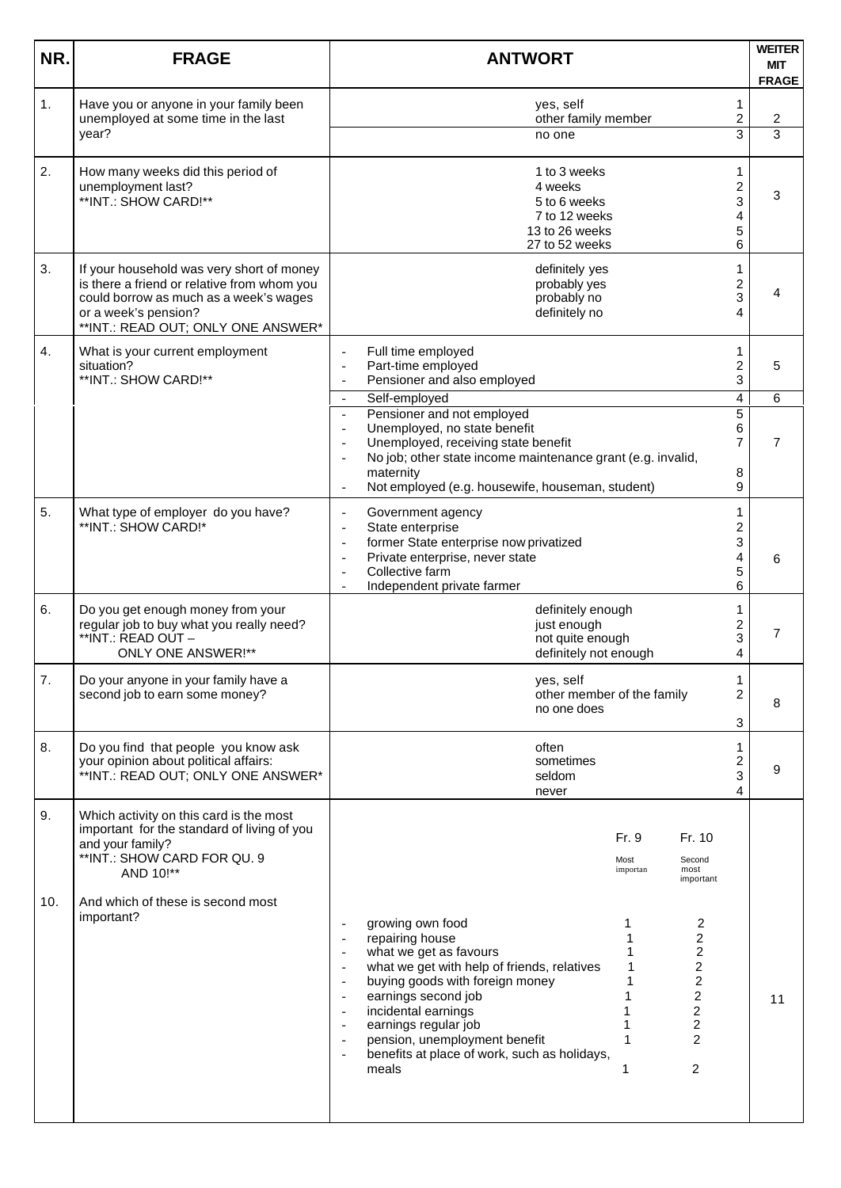| NR. | FRAGE | ANTWORT | | WEITER MIT FRAGE |
|---|---|---|---|---|
| 1. | Have you or anyone in your family been unemployed at some time in the last year? | yes, self | 1 | 2 |
| | | other family member | 2 | |
| | | no one | 3 | 3 |
| 2. | How many weeks did this period of unemployment last? **INT.: SHOW CARD!** | 1 to 3 weeks | 1 | 3 |
| | | 4 weeks | 2 | |
| | | 5 to 6 weeks | 3 | |
| | | 7 to 12 weeks | 4 | |
| | | 13 to 26 weeks | 5 | |
| | | 27 to 52 weeks | 6 | |
| 3. | If your household was very short of money is there a friend or relative from whom you could borrow as much as a week's wages or a week's pension? **INT.: READ OUT; ONLY ONE ANSWER* | definitely yes | 1 | 4 |
| | | probably yes | 2 | |
| | | probably no | 3 | |
| | | definitely no | 4 | |
| 4. | What is your current employment situation? **INT.: SHOW CARD!** | - Full time employed | 1 | 5 |
| | | - Part-time employed | 2 | |
| | | - Pensioner and also employed | 3 | |
| | | - Self-employed | 4 | 6 |
| | | - Pensioner and not employed | 5 | 7 |
| | | - Unemployed, no state benefit | 6 | |
| | | - Unemployed, receiving state benefit | 7 | |
| | | - No job; other state income maintenance grant (e.g. invalid, maternity | 8 | |
| | | - Not employed (e.g. housewife, houseman, student) | 9 | |
| 5. | What type of employer do you have? **INT.: SHOW CARD!* | - Government agency | 1 | 6 |
| | | - State enterprise | 2 | |
| | | - former State enterprise now privatized | 3 | |
| | | - Private enterprise, never state | 4 | |
| | | - Collective farm | 5 | |
| | | - Independent private farmer | 6 | |
| 6. | Do you get enough money from your regular job to buy what you really need? **INT.: READ OUT – ONLY ONE ANSWER!** | definitely enough | 1 | 7 |
| | | just enough | 2 | |
| | | not quite enough | 3 | |
| | | definitely not enough | 4 | |
| 7. | Do your anyone in your family have a second job to earn some money? | yes, self | 1 | 8 |
| | | other member of the family | 2 | |
| | | no one does | 3 | |
| 8. | Do you find that people you know ask your opinion about political affairs: **INT.: READ OUT; ONLY ONE ANSWER* | often | 1 | 9 |
| | | sometimes | 2 | |
| | | seldom | 3 | |
| | | never | 4 | |

| NR. | FRAGE | ANTWORT | Fr. 9 Most importan | Fr. 10 Second most important | WEITER MIT FRAGE |
|---|---|---|---|---|---|
| 9. | Which activity on this card is the most important for the standard of living of you and your family? **INT.: SHOW CARD FOR QU. 9 AND 10!** | | | | 11 |
| 10. | And which of these is second most important? | - growing own food | 1 | 2 | |
| | | - repairing house | 1 | 2 | |
| | | - what we get as favours | 1 | 2 | |
| | | - what we get with help of friends, relatives | 1 | 2 | |
| | | - buying goods with foreign money | 1 | 2 | |
| | | - earnings second job | 1 | 2 | |
| | | - incidental earnings | 1 | 2 | |
| | | - earnings regular job | 1 | 2 | |
| | | - pension, unemployment benefit | 1 | 2 | |
| | | - benefits at place of work, such as holidays, meals | 1 | 2 | |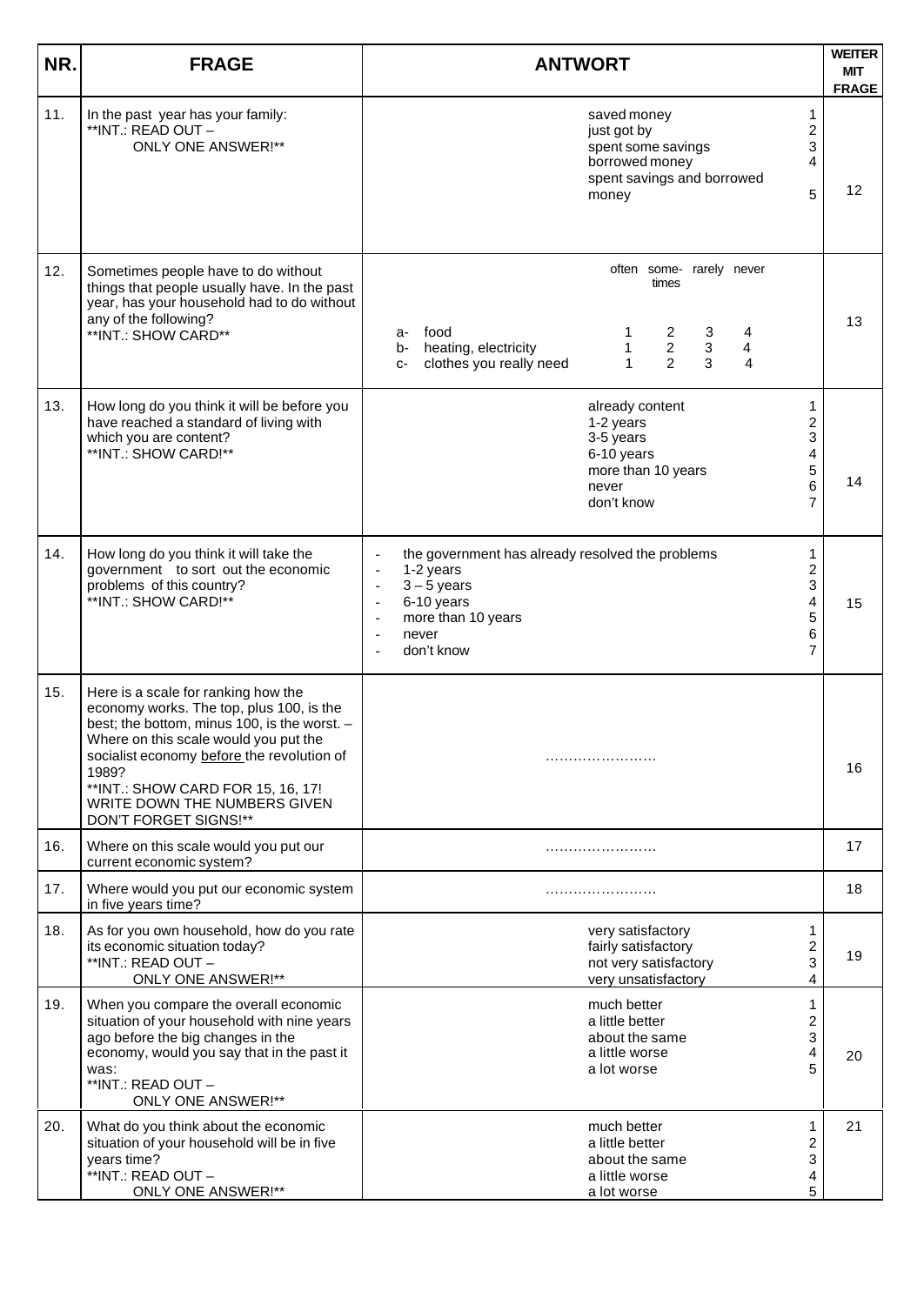| NR. | FRAGE | ANTWORT | WEITER MIT FRAGE |
|---|---|---|---|
| 11. | In the past year has your family:<br>**INT.: READ OUT –<br>ONLY ONE ANSWER!** | saved money 1<br>just got by 2<br>spent some savings 3<br>borrowed money 4<br>spent savings and borrowed money 5 | 12 |
| 12. | Sometimes people have to do without things that people usually have. In the past year, has your household had to do without any of the following?<br>**INT.: SHOW CARD** | often / sometimes / rarely / never<br>a- food 1 2 3 4<br>b- heating, electricity 1 2 3 4<br>c- clothes you really need 1 2 3 4 | 13 |
| 13. | How long do you think it will be before you have reached a standard of living with which you are content?<br>**INT.: SHOW CARD!** | already content 1<br>1-2 years 2<br>3-5 years 3<br>6-10 years 4<br>more than 10 years 5<br>never 6<br>don't know 7 | 14 |
| 14. | How long do you think it will take the government to sort out the economic problems of this country?<br>**INT.: SHOW CARD!** | - the government has already resolved the problems 1<br>- 1-2 years 2<br>- 3 – 5 years 3<br>- 6-10 years 4<br>- more than 10 years 5<br>- never 6<br>- don't know 7 | 15 |
| 15. | Here is a scale for ranking how the economy works. The top, plus 100, is the best; the bottom, minus 100, is the worst. – Where on this scale would you put the socialist economy <u>before</u> the revolution of 1989?<br>**INT.: SHOW CARD FOR 15, 16, 17! WRITE DOWN THE NUMBERS GIVEN DON'T FORGET SIGNS!** | …………………… | 16 |
| 16. | Where on this scale would you put our current economic system? | …………………… | 17 |
| 17. | Where would you put our economic system in five years time? | …………………… | 18 |
| 18. | As for you own household, how do you rate its economic situation today?<br>**INT.: READ OUT –<br>ONLY ONE ANSWER!** | very satisfactory 1<br>fairly satisfactory 2<br>not very satisfactory 3<br>very unsatisfactory 4 | 19 |
| 19. | When you compare the overall economic situation of your household with nine years ago before the big changes in the economy, would you say that in the past it was:<br>**INT.: READ OUT –<br>ONLY ONE ANSWER!** | much better 1<br>a little better 2<br>about the same 3<br>a little worse 4<br>a lot worse 5 | 20 |
| 20. | What do you think about the economic situation of your household will be in five years time?<br>**INT.: READ OUT –<br>ONLY ONE ANSWER!** | much better 1<br>a little better 2<br>about the same 3<br>a little worse 4<br>a lot worse 5 | 21 |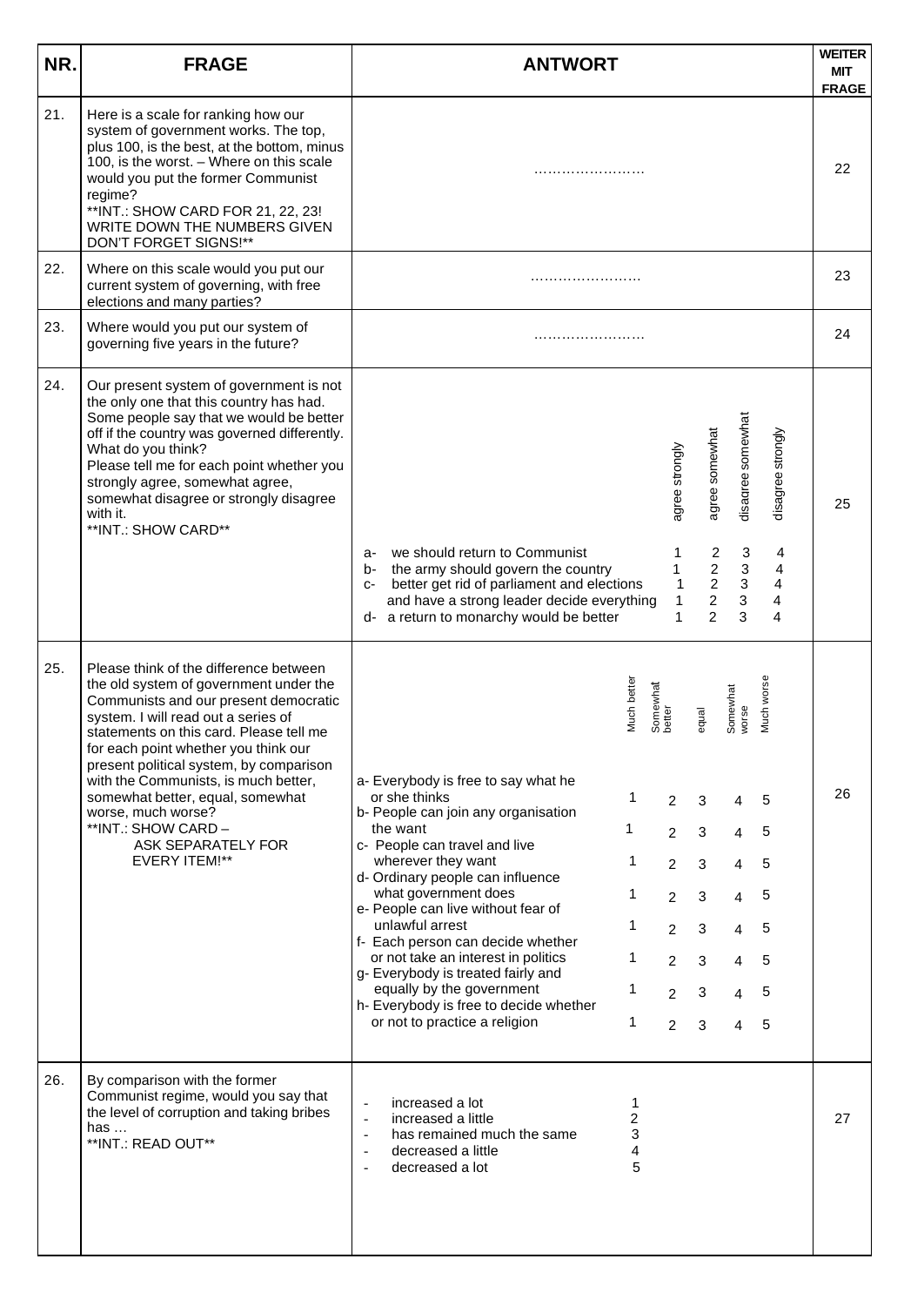| NR. | FRAGE | ANTWORT | WEITER MIT FRAGE |
|---|---|---|---|
| 21. | Here is a scale for ranking how our system of government works. The top, plus 100, is the best, at the bottom, minus 100, is the worst. – Where on this scale would you put the former Communist regime?<br>**INT.: SHOW CARD FOR 21, 22, 23! WRITE DOWN THE NUMBERS GIVEN DON'T FORGET SIGNS!** | …………………… | 22 |
| 22. | Where on this scale would you put our current system of governing, with free elections and many parties? | …………………… | 23 |
| 23. | Where would you put our system of governing five years in the future? | …………………… | 24 |
| 24. | Our present system of government is not the only one that this country has had. Some people say that we would be better off if the country was governed differently. What do you think?<br>Please tell me for each point whether you strongly agree, somewhat agree, somewhat disagree or strongly disagree with it.<br>**INT.: SHOW CARD** | (agree strongly / agree somewhat / disagree somewhat / disagree strongly)<br>a- we should return to Communist 1 2 3 4<br>b- the army should govern the country 1 2 3 4<br>c- better get rid of parliament and elections 1 2 3 4<br>and have a strong leader decide everything 1 2 3 4<br>d- a return to monarchy would be better 1 2 3 4 | 25 |
| 25. | Please think of the difference between the old system of government under the Communists and our present democratic system. I will read out a series of statements on this card. Please tell me for each point whether you think our present political system, by comparison with the Communists, is much better, somewhat better, equal, somewhat worse, much worse?<br>**INT.: SHOW CARD – ASK SEPARATELY FOR EVERY ITEM!** | (Much better / Somewhat better / equal / Somewhat worse / Much worse)<br>a- Everybody is free to say what he or she thinks 1 2 3 4 5<br>b- People can join any organisation the want 1 2 3 4 5<br>c- People can travel and live wherever they want 1 2 3 4 5<br>d- Ordinary people can influence what government does 1 2 3 4 5<br>e- People can live without fear of unlawful arrest 1 2 3 4 5<br>f- Each person can decide whether or not take an interest in politics 1 2 3 4 5<br>g- Everybody is treated fairly and equally by the government 1 2 3 4 5<br>h- Everybody is free to decide whether or not to practice a religion 1 2 3 4 5 | 26 |
| 26. | By comparison with the former Communist regime, would you say that the level of corruption and taking bribes has …<br>**INT.: READ OUT** | - increased a lot 1<br>- increased a little 2<br>- has remained much the same 3<br>- decreased a little 4<br>- decreased a lot 5 | 27 |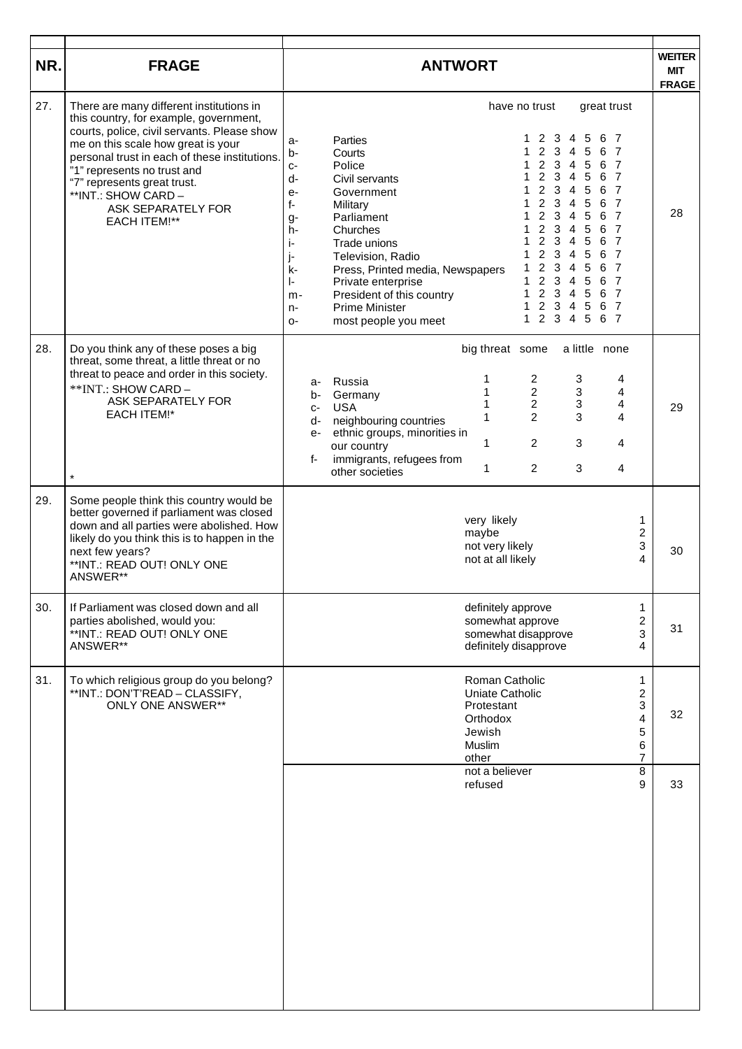| NR. | FRAGE | ANTWORT | WEITER MIT FRAGE |
|---|---|---|---|
| 27. | There are many different institutions in this country, for example, government, courts, police, civil servants. Please show me on this scale how great is your personal trust in each of these institutions. "1" represents no trust and "7" represents great trust. **INT.: SHOW CARD – ASK SEPARATELY FOR EACH ITEM!** | have no trust … great trust<br>a- Parties 1 2 3 4 5 6 7<br>b- Courts 1 2 3 4 5 6 7<br>c- Police 1 2 3 4 5 6 7<br>d- Civil servants 1 2 3 4 5 6 7<br>e- Government 1 2 3 4 5 6 7<br>f- Military 1 2 3 4 5 6 7<br>g- Parliament 1 2 3 4 5 6 7<br>h- Churches 1 2 3 4 5 6 7<br>i- Trade unions 1 2 3 4 5 6 7<br>j- Television, Radio 1 2 3 4 5 6 7<br>k- Press, Printed media, Newspapers 1 2 3 4 5 6 7<br>l- Private enterprise 1 2 3 4 5 6 7<br>m- President of this country 1 2 3 4 5 6 7<br>n- Prime Minister 1 2 3 4 5 6 7<br>o- most people you meet 1 2 3 4 5 6 7 | 28 |
| 28. | Do you think any of these poses a big threat, some threat, a little threat or no threat to peace and order in this society. **INT.: SHOW CARD – ASK SEPARATELY FOR EACH ITEM!* <br>* | big threat / some / a little / none<br>a- Russia 1 2 3 4<br>b- Germany 1 2 3 4<br>c- USA 1 2 3 4<br>d- neighbouring countries 1 2 3 4<br>e- ethnic groups, minorities in our country 1 2 3 4<br>f- immigrants, refugees from other societies 1 2 3 4 | 29 |
| 29. | Some people think this country would be better governed if parliament was closed down and all parties were abolished. How likely do you think this is to happen in the next few years? **INT.: READ OUT! ONLY ONE ANSWER** | very likely 1<br>maybe 2<br>not very likely 3<br>not at all likely 4 | 30 |
| 30. | If Parliament was closed down and all parties abolished, would you: **INT.: READ OUT! ONLY ONE ANSWER** | definitely approve 1<br>somewhat approve 2<br>somewhat disapprove 3<br>definitely disapprove 4 | 31 |
| 31. | To which religious group do you belong? **INT.: DON'T'READ – CLASSIFY, ONLY ONE ANSWER** | Roman Catholic 1<br>Uniate Catholic 2<br>Protestant 3<br>Orthodox 4<br>Jewish 5<br>Muslim 6<br>other 7 | 32 |
| | | not a believer 8<br>refused 9 | 33 |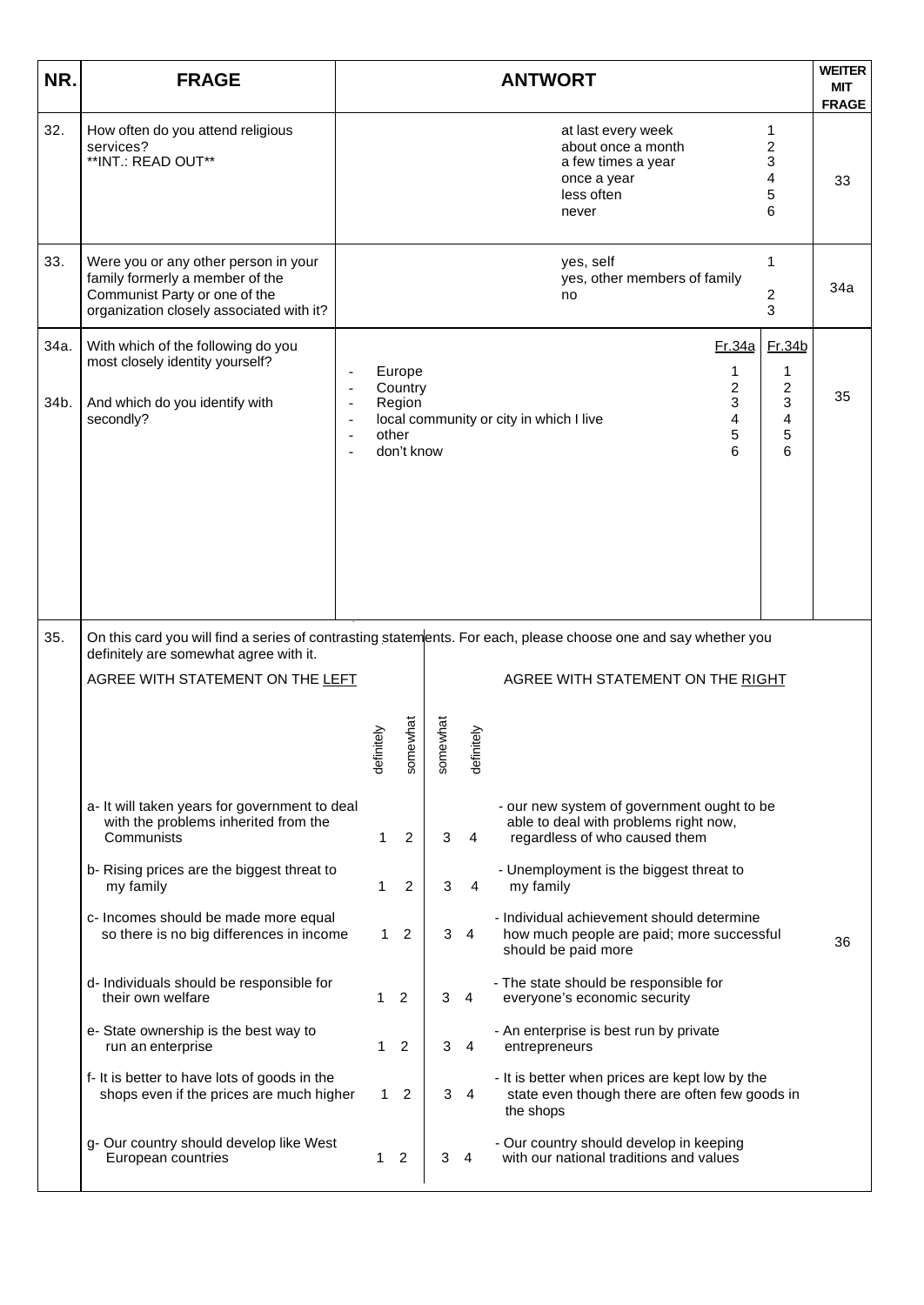| NR. | FRAGE | ANTWORT | | | WEITER MIT FRAGE |
|---|---|---|---|---|---|
| 32. | How often do you attend religious services? **INT.: READ OUT** | at last every week | 1 | | 33 |
| | | about once a month | 2 | | |
| | | a few times a year | 3 | | |
| | | once a year | 4 | | |
| | | less often | 5 | | |
| | | never | 6 | | |
| 33. | Were you or any other person in your family formerly a member of the Communist Party or one of the organization closely associated with it? | yes, self | 1 | | 34a |
| | | yes, other members of family | 2 | | |
| | | no | 3 | | |
| 34a. | With which of the following do you most closely identity yourself? | | Fr.34a | Fr.34b | 35 |
| 34b. | And which do you identify with secondly? | - Europe | 1 | 1 | |
| | | - Country | 2 | 2 | |
| | | - Region | 3 | 3 | |
| | | - local community or city in which I live | 4 | 4 | |
| | | - other | 5 | 5 | |
| | | - don't know | 6 | 6 | |

**35.** On this card you will find a series of contrasting statements. For each, please choose one and say whether you definitely are somewhat agree with it.

| AGREE WITH STATEMENT ON THE LEFT | definitely | somewhat | somewhat | definitely | AGREE WITH STATEMENT ON THE RIGHT |
|---|---|---|---|---|---|
| a- It will taken years for government to deal with the problems inherited from the Communists | 1 | 2 | 3 | 4 | - our new system of government ought to be able to deal with problems right now, regardless of who caused them |
| b- Rising prices are the biggest threat to my family | 1 | 2 | 3 | 4 | - Unemployment is the biggest threat to my family |
| c- Incomes should be made more equal so there is no big differences in income | 1 | 2 | 3 | 4 | - Individual achievement should determine how much people are paid; more successful should be paid more |
| d- Individuals should be responsible for their own welfare | 1 | 2 | 3 | 4 | - The state should be responsible for everyone's economic security |
| e- State ownership is the best way to run an enterprise | 1 | 2 | 3 | 4 | - An enterprise is best run by private entrepreneurs |
| f- It is better to have lots of goods in the shops even if the prices are much higher | 1 | 2 | 3 | 4 | - It is better when prices are kept low by the state even though there are often few goods in the shops |
| g- Our country should develop like West European countries | 1 | 2 | 3 | 4 | - Our country should develop in keeping with our national traditions and values |

WEITER MIT FRAGE: 36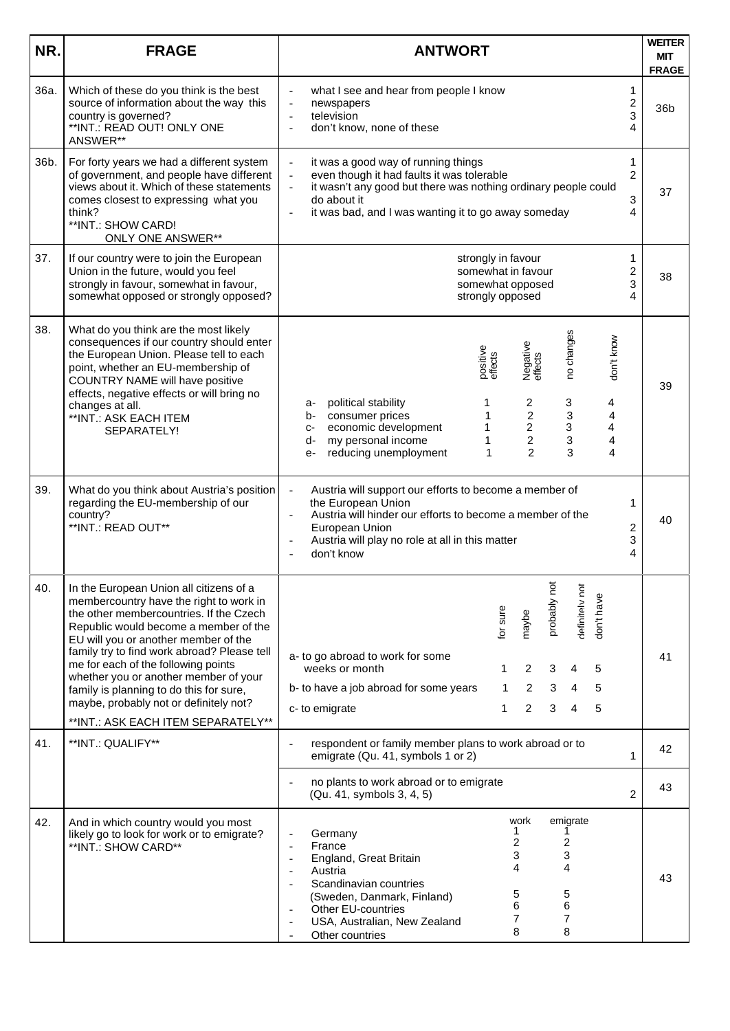| NR. | FRAGE | ANTWORT | WEITER MIT FRAGE |
|---|---|---|---|
| 36a. | Which of these do you think is the best source of information about the way this country is governed?<br>**INT.: READ OUT! ONLY ONE ANSWER** | - what I see and hear from people I know 1<br>- newspapers 2<br>- television 3<br>- don't know, none of these 4 | 36b |
| 36b. | For forty years we had a different system of government, and people have different views about it. Which of these statements comes closest to expressing what you think?<br>**INT.: SHOW CARD! ONLY ONE ANSWER** | - it was a good way of running things 1<br>- even though it had faults it was tolerable 2<br>- it wasn't any good but there was nothing ordinary people could do about it 3<br>- it was bad, and I was wanting it to go away someday 4 | 37 |
| 37. | If our country were to join the European Union in the future, would you feel strongly in favour, somewhat in favour, somewhat opposed or strongly opposed? | strongly in favour 1<br>somewhat in favour 2<br>somewhat opposed 3<br>strongly opposed 4 | 38 |
| 38. | What do you think are the most likely consequences if our country should enter the European Union. Please tell to each point, whether an EU-membership of COUNTRY NAME will have positive effects, negative effects or will bring no changes at all.<br>**INT.: ASK EACH ITEM SEPARATELY! | (positive effects / Negative effects / no changes / don't know)<br>a- political stability 1 2 3 4<br>b- consumer prices 1 2 3 4<br>c- economic development 1 2 3 4<br>d- my personal income 1 2 3 4<br>e- reducing unemployment 1 2 3 4 | 39 |
| 39. | What do you think about Austria's position regarding the EU-membership of our country?<br>**INT.: READ OUT** | - Austria will support our efforts to become a member of the European Union 1<br>- Austria will hinder our efforts to become a member of the European Union 2<br>- Austria will play no role at all in this matter 3<br>- don't know 4 | 40 |
| 40. | In the European Union all citizens of a membercountry have the right to work in the other membercountries. If the Czech Republic would become a member of the EU will you or another member of the family try to find work abroad? Please tell me for each of the following points whether you or another member of your family is planning to do this for sure, maybe, probably not or definitely not?<br>**INT.: ASK EACH ITEM SEPARATELY** | (for sure / maybe / probably not / definitely not / don't have)<br>a- to go abroad to work for some weeks or month 1 2 3 4 5<br>b- to have a job abroad for some years 1 2 3 4 5<br>c- to emigrate 1 2 3 4 5 | 41 |
| 41. | **INT.: QUALIFY** | - respondent or family member plans to work abroad or to emigrate (Qu. 41, symbols 1 or 2) 1 | 42 |
| | | - no plants to work abroad or to emigrate (Qu. 41, symbols 3, 4, 5) 2 | 43 |
| 42. | And in which country would you most likely go to look for work or to emigrate?<br>**INT.: SHOW CARD** | (work / emigrate)<br>- Germany 1 1<br>- France 2 2<br>- England, Great Britain 3 3<br>- Austria 4 4<br>- Scandinavian countries (Sweden, Danmark, Finland) 5 5<br>- Other EU-countries 6 6<br>- USA, Australian, New Zealand 7 7<br>- Other countries 8 8 | 43 |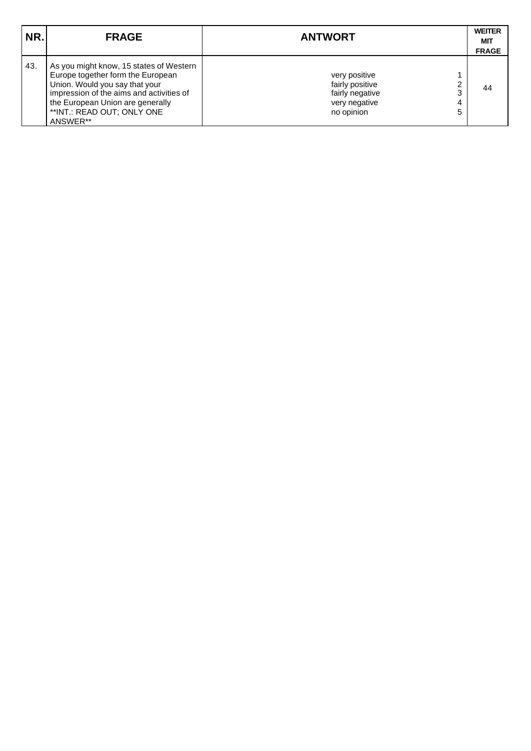| NR. | FRAGE | ANTWORT | | WEITER MIT FRAGE |
|---|---|---|---|---|
| 43. | As you might know, 15 states of Western Europe together form the European Union. Would you say that your impression of the aims and activities of the European Union are generally **INT.: READ OUT; ONLY ONE ANSWER** | very positive<br>fairly positive<br>fairly negative<br>very negative<br>no opinion | 1<br>2<br>3<br>4<br>5 | 44 |